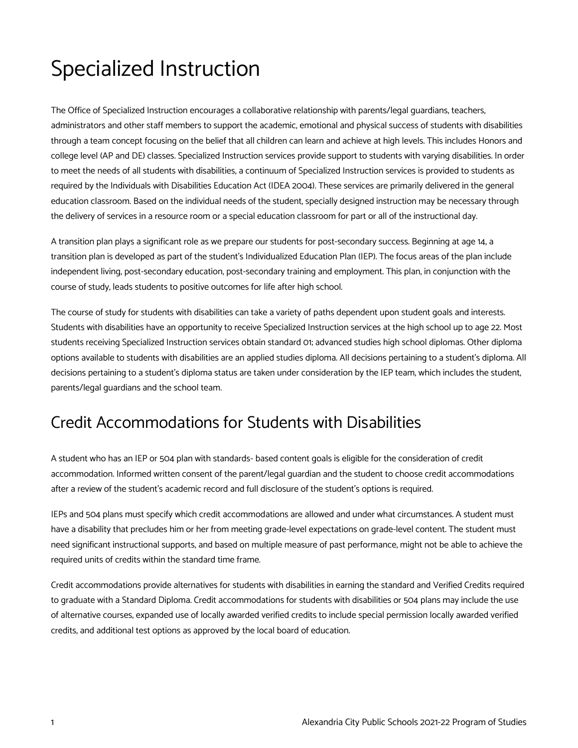# Specialized Instruction

The Office of Specialized Instruction encourages a collaborative relationship with parents/legal guardians, teachers, administrators and other staff members to support the academic, emotional and physical success of students with disabilities through a team concept focusing on the belief that all children can learn and achieve at high levels. This includes Honors and college level (AP and DE) classes. Specialized Instruction services provide support to students with varying disabilities. In order to meet the needs of all students with disabilities, a continuum of Specialized Instruction services is provided to students as required by the Individuals with Disabilities Education Act (IDEA 2004). These services are primarily delivered in the general education classroom. Based on the individual needs of the student, specially designed instruction may be necessary through the delivery of services in a resource room or a special education classroom for part or all of the instructional day.

A transition plan plays a significant role as we prepare our students for post-secondary success. Beginning at age 14, a transition plan is developed as part of the student's Individualized Education Plan (IEP). The focus areas of the plan include independent living, post-secondary education, post-secondary training and employment. This plan, in conjunction with the course of study, leads students to positive outcomes for life after high school.

The course of study for students with disabilities can take a variety of paths dependent upon student goals and interests. Students with disabilities have an opportunity to receive Specialized Instruction services at the high school up to age 22. Most students receiving Specialized Instruction services obtain standard 01; advanced studies high school diplomas. Other diploma options available to students with disabilities are an applied studies diploma. All decisions pertaining to a student's diploma. All decisions pertaining to a student's diploma status are taken under consideration by the IEP team, which includes the student, parents/legal guardians and the school team.

## Credit Accommodations for Students with Disabilities

A student who has an IEP or 504 plan with standards- based content goals is eligible for the consideration of credit accommodation. Informed written consent of the parent/legal guardian and the student to choose credit accommodations after a review of the student's academic record and full disclosure of the student's options is required.

IEPs and 504 plans must specify which credit accommodations are allowed and under what circumstances. A student must have a disability that precludes him or her from meeting grade-level expectations on grade-level content. The student must need significant instructional supports, and based on multiple measure of past performance, might not be able to achieve the required units of credits within the standard time frame.

Credit accommodations provide alternatives for students with disabilities in earning the standard and Verified Credits required to graduate with a Standard Diploma. Credit accommodations for students with disabilities or 504 plans may include the use of alternative courses, expanded use of locally awarded verified credits to include special permission locally awarded verified credits, and additional test options as approved by the local board of education.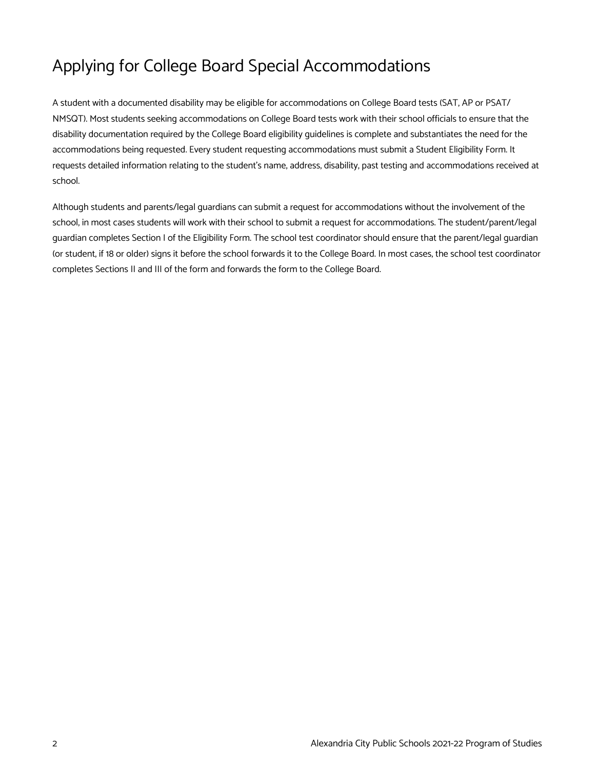# Applying for College Board Special Accommodations

A student with a documented disability may be eligible for accommodations on College Board tests (SAT, AP or PSAT/NMSQT). Most students seeking accommodations on College Board tests work with their school officials to ensure that the disability documentation required by the College Board eligibility guidelines is complete and substantiates the need for the accommodations being requested. Every student requesting accommodations must submit a Student Eligibility Form. It requests detailed information relating to the student's name, address, disability, past testing and accommodations received at school.

Although students and parents/legal guardians can submit a request for accommodations without the involvement of the school, in most cases students will work with their school to submit a request for accommodations. The student/parent/legal guardian completes Section I of the Eligibility Form. The school test coordinator should ensure that the parent/legal guardian (or student, if 18 or older) signs it before the school forwards it to the College Board. In most cases, the school test coordinator completes Sections II and III of the form and forwards the form to the College Board.